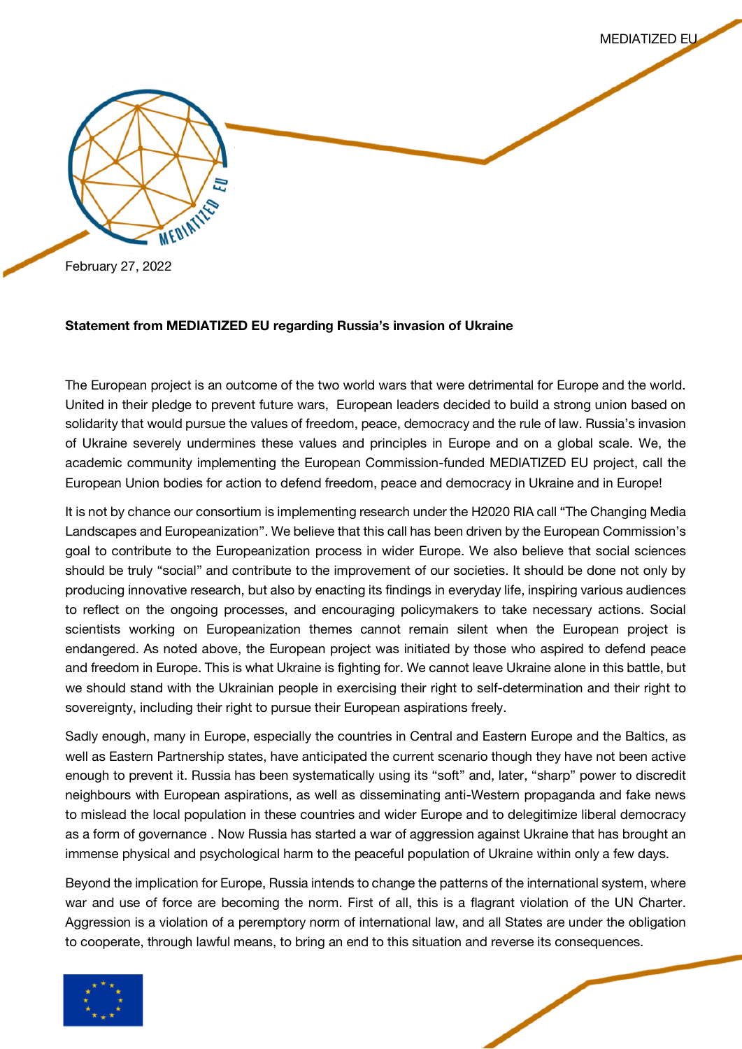February 27, 2022

**Statement from MEDIATIZED EU regarding Russia's invasion of Ukraine**

The European project is an outcome of the two world wars that were detrimental for Europe and the world. United in their pledge to prevent future wars, European leaders decided to build a strong union based on solidarity that would pursue the values of freedom, peace, democracy and the rule of law. Russia's invasion of Ukraine severely undermines these values and principles in Europe and on a global scale. We, the academic community implementing the European Commission-funded MEDIATIZED EU project, call the European Union bodies for action to defend freedom, peace and democracy in Ukraine and in Europe!

It is not by chance our consortium is implementing research under the H2020 RIA call "The Changing Media Landscapes and Europeanization". We believe that this call has been driven by the European Commission's goal to contribute to the Europeanization process in wider Europe. We also believe that social sciences should be truly "social" and contribute to the improvement of our societies. It should be done not only by producing innovative research, but also by enacting its findings in everyday life, inspiring various audiences to reflect on the ongoing processes, and encouraging policymakers to take necessary actions. Social scientists working on Europeanization themes cannot remain silent when the European project is endangered. As noted above, the European project was initiated by those who aspired to defend peace and freedom in Europe. This is what Ukraine is fighting for. We cannot leave Ukraine alone in this battle, but we should stand with the Ukrainian people in exercising their right to self-determination and their right to sovereignty, including their right to pursue their European aspirations freely.

Sadly enough, many in Europe, especially the countries in Central and Eastern Europe and the Baltics, as well as Eastern Partnership states, have anticipated the current scenario though they have not been active enough to prevent it. Russia has been systematically using its "soft" and, later, "sharp" power to discredit neighbours with European aspirations, as well as disseminating anti-Western propaganda and fake news to mislead the local population in these countries and wider Europe and to delegitimize liberal democracy as a form of governance . Now Russia has started a war of aggression against Ukraine that has brought an immense physical and psychological harm to the peaceful population of Ukraine within only a few days.

Beyond the implication for Europe, Russia intends to change the patterns of the international system, where war and use of force are becoming the norm. First of all, this is a flagrant violation of the UN Charter. Aggression is a violation of a peremptory norm of international law, and all States are under the obligation to cooperate, through lawful means, to bring an end to this situation and reverse its consequences.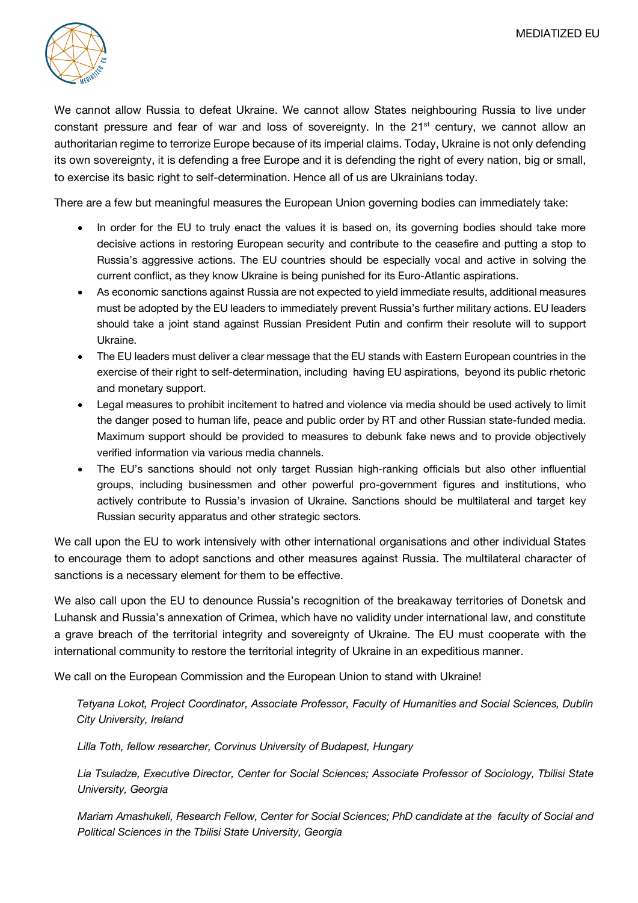We cannot allow Russia to defeat Ukraine. We cannot allow States neighbouring Russia to live under constant pressure and fear of war and loss of sovereignty. In the 21st century, we cannot allow an authoritarian regime to terrorize Europe because of its imperial claims. Today, Ukraine is not only defending its own sovereignty, it is defending a free Europe and it is defending the right of every nation, big or small, to exercise its basic right to self-determination. Hence all of us are Ukrainians today.

There are a few but meaningful measures the European Union governing bodies can immediately take:

- In order for the EU to truly enact the values it is based on, its governing bodies should take more decisive actions in restoring European security and contribute to the ceasefire and putting a stop to Russia's aggressive actions. The EU countries should be especially vocal and active in solving the current conflict, as they know Ukraine is being punished for its Euro-Atlantic aspirations.
- As economic sanctions against Russia are not expected to yield immediate results, additional measures must be adopted by the EU leaders to immediately prevent Russia's further military actions. EU leaders should take a joint stand against Russian President Putin and confirm their resolute will to support Ukraine.
- The EU leaders must deliver a clear message that the EU stands with Eastern European countries in the exercise of their right to self-determination, including having EU aspirations, beyond its public rhetoric and monetary support.
- Legal measures to prohibit incitement to hatred and violence via media should be used actively to limit the danger posed to human life, peace and public order by RT and other Russian state-funded media. Maximum support should be provided to measures to debunk fake news and to provide objectively verified information via various media channels.
- The EU's sanctions should not only target Russian high-ranking officials but also other influential groups, including businessmen and other powerful pro-government figures and institutions, who actively contribute to Russia's invasion of Ukraine. Sanctions should be multilateral and target key Russian security apparatus and other strategic sectors.

We call upon the EU to work intensively with other international organisations and other individual States to encourage them to adopt sanctions and other measures against Russia. The multilateral character of sanctions is a necessary element for them to be effective.

We also call upon the EU to denounce Russia's recognition of the breakaway territories of Donetsk and Luhansk and Russia's annexation of Crimea, which have no validity under international law, and constitute a grave breach of the territorial integrity and sovereignty of Ukraine. The EU must cooperate with the international community to restore the territorial integrity of Ukraine in an expeditious manner.

We call on the European Commission and the European Union to stand with Ukraine!

*Tetyana Lokot, Project Coordinator, Associate Professor, Faculty of Humanities and Social Sciences, Dublin City University, Ireland*

*Lilla Toth, fellow researcher, Corvinus University of Budapest, Hungary*

*Lia Tsuladze, Executive Director, Center for Social Sciences; Associate Professor of Sociology, Tbilisi State University, Georgia*

*Mariam Amashukeli, Research Fellow, Center for Social Sciences; PhD candidate at the faculty of Social and Political Sciences in the Tbilisi State University, Georgia*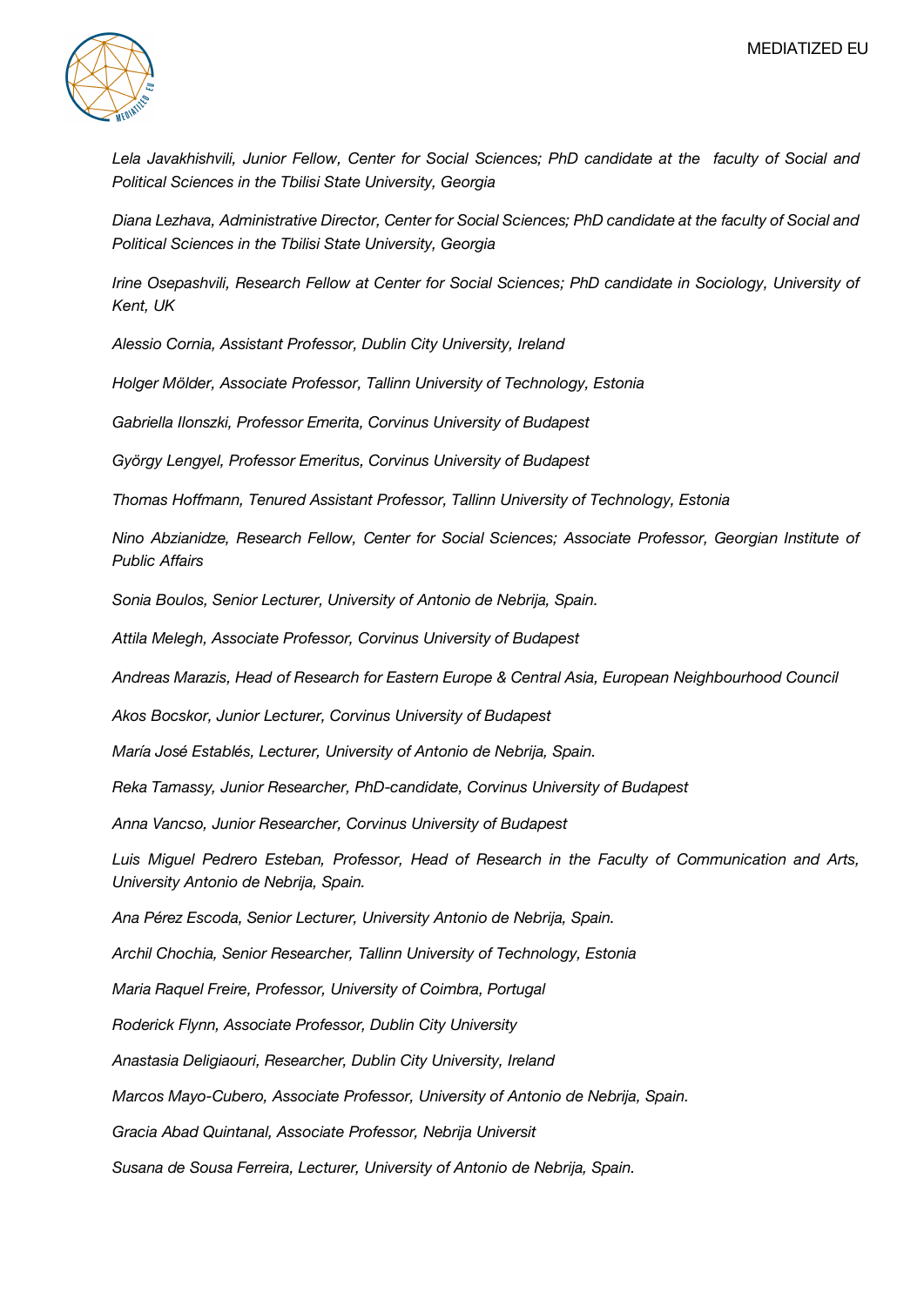*Lela Javakhishvili, Junior Fellow, Center for Social Sciences; PhD candidate at the faculty of Social and Political Sciences in the Tbilisi State University, Georgia*

*Diana Lezhava, Administrative Director, Center for Social Sciences; PhD candidate at the faculty of Social and Political Sciences in the Tbilisi State University, Georgia*

*Irine Osepashvili, Research Fellow at Center for Social Sciences; PhD candidate in Sociology, University of Kent, UK*

*Alessio Cornia, Assistant Professor, Dublin City University, Ireland*

*Holger Mölder, Associate Professor, Tallinn University of Technology, Estonia*

*Gabriella Ilonszki, Professor Emerita, Corvinus University of Budapest*

*György Lengyel, Professor Emeritus, Corvinus University of Budapest*

*Thomas Hoffmann, Tenured Assistant Professor, Tallinn University of Technology, Estonia*

*Nino Abzianidze, Research Fellow, Center for Social Sciences; Associate Professor, Georgian Institute of Public Affairs*

*Sonia Boulos, Senior Lecturer, University of Antonio de Nebrija, Spain.*

*Attila Melegh, Associate Professor, Corvinus University of Budapest*

*Andreas Marazis, Head of Research for Eastern Europe & Central Asia, European Neighbourhood Council*

*Akos Bocskor, Junior Lecturer, Corvinus University of Budapest*

*María José Establés, Lecturer, University of Antonio de Nebrija, Spain.*

*Reka Tamassy, Junior Researcher, PhD-candidate, Corvinus University of Budapest*

*Anna Vancso, Junior Researcher, Corvinus University of Budapest*

*Luis Miguel Pedrero Esteban, Professor, Head of Research in the Faculty of Communication and Arts, University Antonio de Nebrija, Spain.*

*Ana Pérez Escoda, Senior Lecturer, University Antonio de Nebrija, Spain.*

*Archil Chochia, Senior Researcher, Tallinn University of Technology, Estonia*

*Maria Raquel Freire, Professor, University of Coimbra, Portugal*

*Roderick Flynn, Associate Professor, Dublin City University*

*Anastasia Deligiaouri, Researcher, Dublin City University, Ireland*

*Marcos Mayo-Cubero, Associate Professor, University of Antonio de Nebrija, Spain.*

*Gracia Abad Quintanal, Associate Professor, Nebrija Universit*

*Susana de Sousa Ferreira, Lecturer, University of Antonio de Nebrija, Spain.*